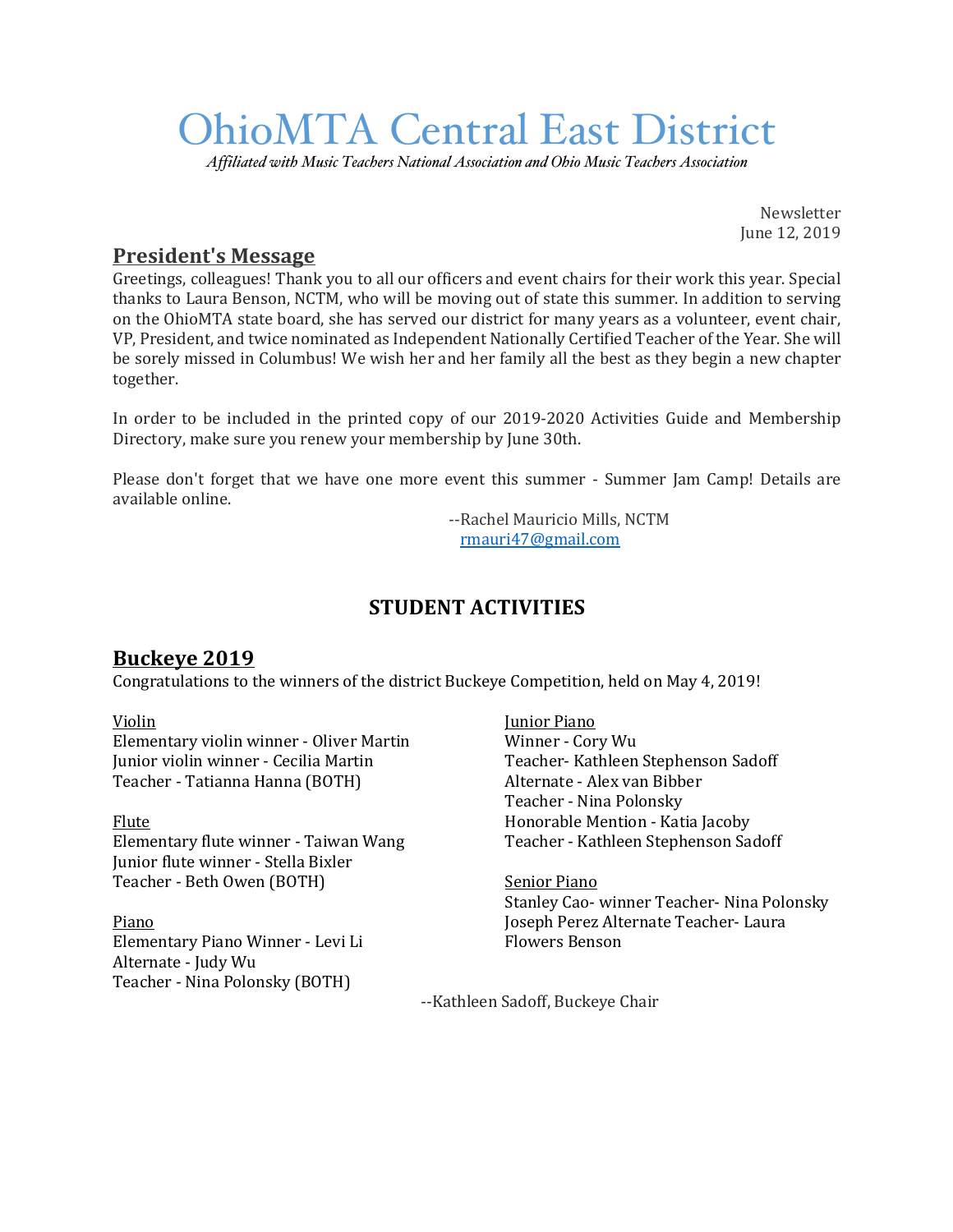# OhioMTA Central East District

*Affiliated with Music Teachers National Association and Ohio Music Teachers Association*

Newsletter
June 12, 2019

## President's Message

Greetings, colleagues! Thank you to all our officers and event chairs for their work this year. Special thanks to Laura Benson, NCTM, who will be moving out of state this summer. In addition to serving on the OhioMTA state board, she has served our district for many years as a volunteer, event chair, VP, President, and twice nominated as Independent Nationally Certified Teacher of the Year. She will be sorely missed in Columbus! We wish her and her family all the best as they begin a new chapter together.

In order to be included in the printed copy of our 2019-2020 Activities Guide and Membership Directory, make sure you renew your membership by June 30th.

Please don't forget that we have one more event this summer - Summer Jam Camp! Details are available online.

--Rachel Mauricio Mills, NCTM
rmauri47@gmail.com

## STUDENT ACTIVITIES

## Buckeye 2019

Congratulations to the winners of the district Buckeye Competition, held on May 4, 2019!

Violin
Elementary violin winner - Oliver Martin
Junior violin winner - Cecilia Martin
Teacher - Tatianna Hanna (BOTH)

Flute
Elementary flute winner - Taiwan Wang
Junior flute winner - Stella Bixler
Teacher - Beth Owen (BOTH)

Piano
Elementary Piano Winner - Levi Li
Alternate - Judy Wu
Teacher - Nina Polonsky (BOTH)

Junior Piano
Winner - Cory Wu
Teacher- Kathleen Stephenson Sadoff
Alternate - Alex van Bibber
Teacher - Nina Polonsky
Honorable Mention - Katia Jacoby
Teacher - Kathleen Stephenson Sadoff

Senior Piano
Stanley Cao- winner Teacher- Nina Polonsky
Joseph Perez Alternate Teacher- Laura Flowers Benson

--Kathleen Sadoff, Buckeye Chair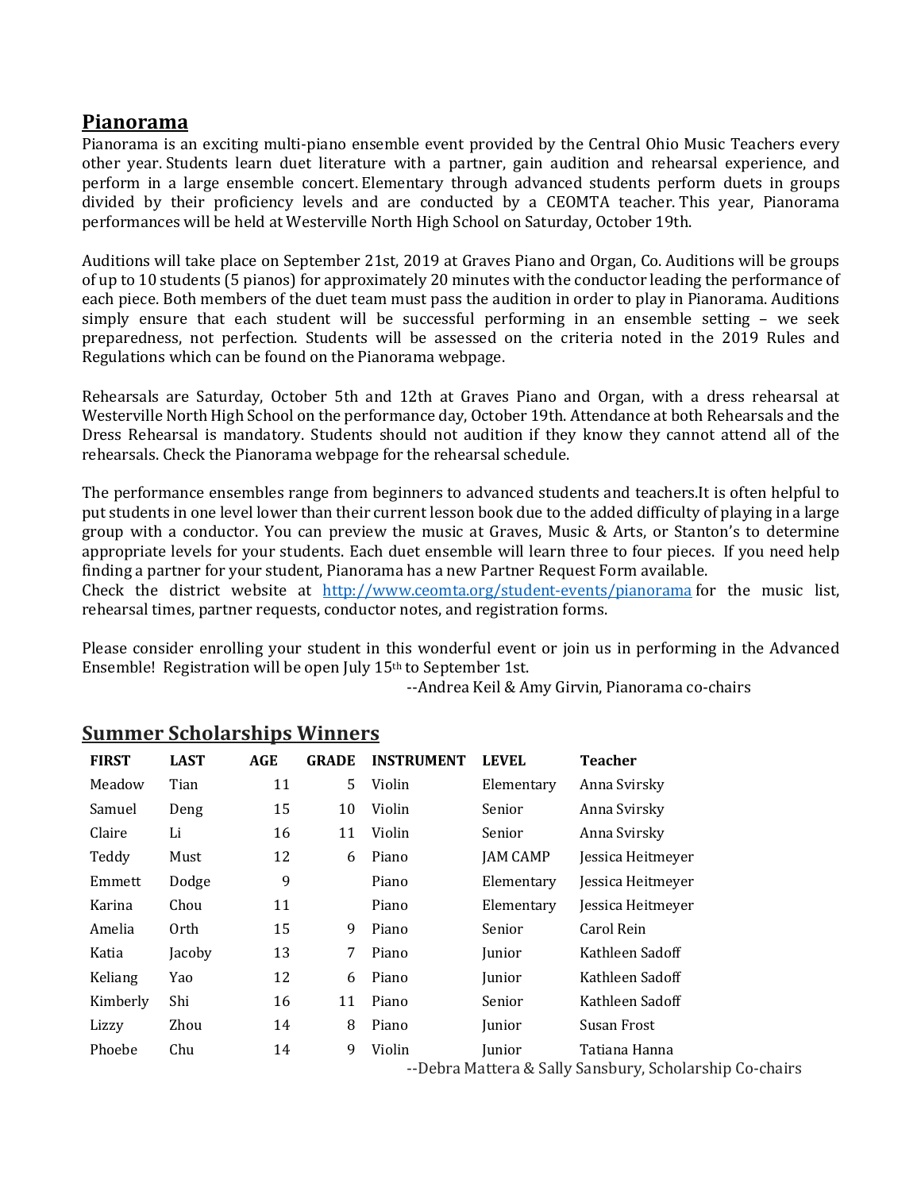## Pianorama

Pianorama is an exciting multi-piano ensemble event provided by the Central Ohio Music Teachers every other year. Students learn duet literature with a partner, gain audition and rehearsal experience, and perform in a large ensemble concert. Elementary through advanced students perform duets in groups divided by their proficiency levels and are conducted by a CEOMTA teacher. This year, Pianorama performances will be held at Westerville North High School on Saturday, October 19th.

Auditions will take place on September 21st, 2019 at Graves Piano and Organ, Co. Auditions will be groups of up to 10 students (5 pianos) for approximately 20 minutes with the conductor leading the performance of each piece. Both members of the duet team must pass the audition in order to play in Pianorama. Auditions simply ensure that each student will be successful performing in an ensemble setting – we seek preparedness, not perfection. Students will be assessed on the criteria noted in the 2019 Rules and Regulations which can be found on the Pianorama webpage.

Rehearsals are Saturday, October 5th and 12th at Graves Piano and Organ, with a dress rehearsal at Westerville North High School on the performance day, October 19th. Attendance at both Rehearsals and the Dress Rehearsal is mandatory. Students should not audition if they know they cannot attend all of the rehearsals. Check the Pianorama webpage for the rehearsal schedule.

The performance ensembles range from beginners to advanced students and teachers.It is often helpful to put students in one level lower than their current lesson book due to the added difficulty of playing in a large group with a conductor. You can preview the music at Graves, Music & Arts, or Stanton's to determine appropriate levels for your students. Each duet ensemble will learn three to four pieces. If you need help finding a partner for your student, Pianorama has a new Partner Request Form available.
Check the district website at http://www.ceomta.org/student-events/pianorama for the music list, rehearsal times, partner requests, conductor notes, and registration forms.

Please consider enrolling your student in this wonderful event or join us in performing in the Advanced Ensemble! Registration will be open July 15th to September 1st.

--Andrea Keil & Amy Girvin, Pianorama co-chairs

## Summer Scholarships Winners

| FIRST | LAST | AGE | GRADE | INSTRUMENT | LEVEL | Teacher |
|---|---|---|---|---|---|---|
| Meadow | Tian | 11 | 5 | Violin | Elementary | Anna Svirsky |
| Samuel | Deng | 15 | 10 | Violin | Senior | Anna Svirsky |
| Claire | Li | 16 | 11 | Violin | Senior | Anna Svirsky |
| Teddy | Must | 12 | 6 | Piano | JAM CAMP | Jessica Heitmeyer |
| Emmett | Dodge | 9 | | Piano | Elementary | Jessica Heitmeyer |
| Karina | Chou | 11 | | Piano | Elementary | Jessica Heitmeyer |
| Amelia | Orth | 15 | 9 | Piano | Senior | Carol Rein |
| Katia | Jacoby | 13 | 7 | Piano | Junior | Kathleen Sadoff |
| Keliang | Yao | 12 | 6 | Piano | Junior | Kathleen Sadoff |
| Kimberly | Shi | 16 | 11 | Piano | Senior | Kathleen Sadoff |
| Lizzy | Zhou | 14 | 8 | Piano | Junior | Susan Frost |
| Phoebe | Chu | 14 | 9 | Violin | Junior | Tatiana Hanna |

--Debra Mattera & Sally Sansbury, Scholarship Co-chairs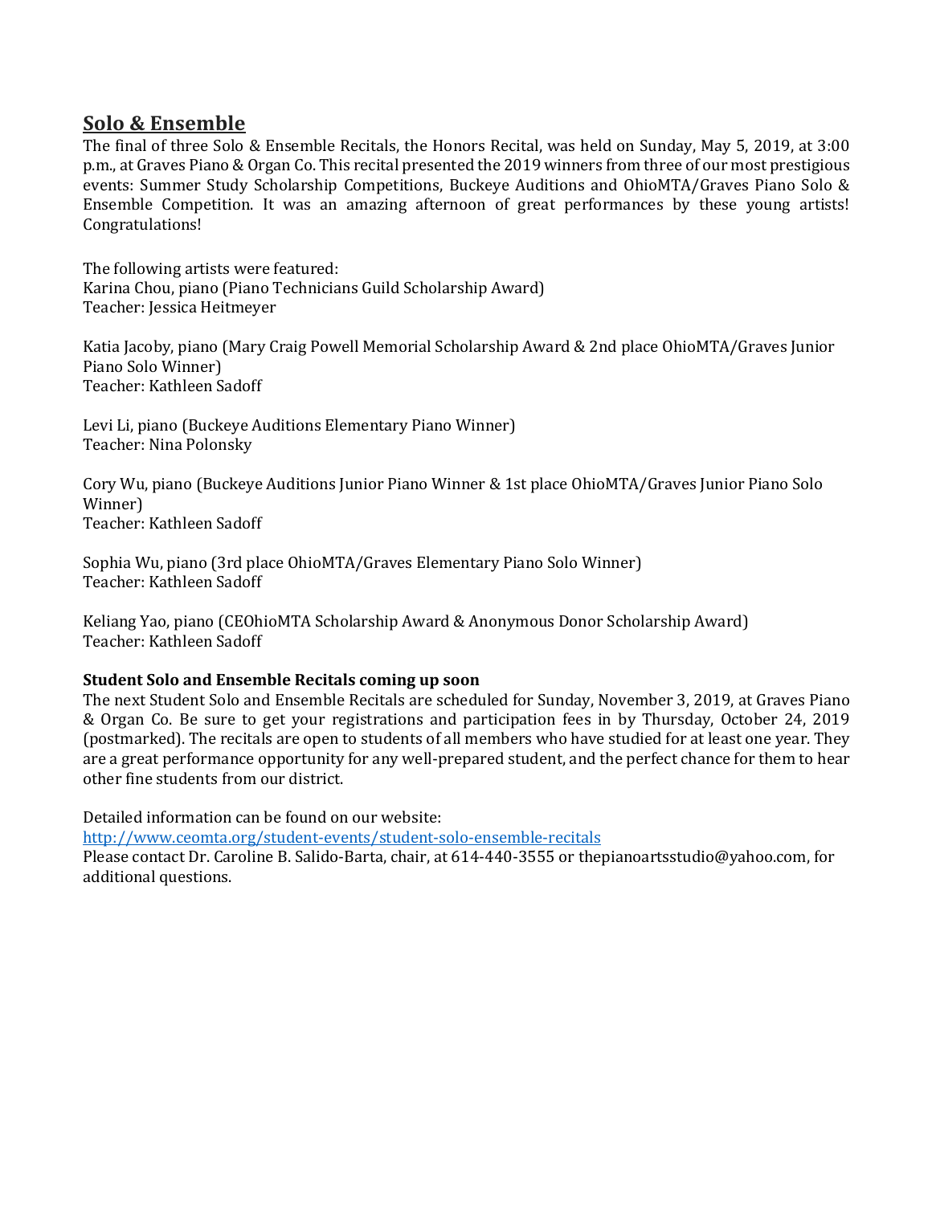## Solo & Ensemble

The final of three Solo & Ensemble Recitals, the Honors Recital, was held on Sunday, May 5, 2019, at 3:00 p.m., at Graves Piano & Organ Co. This recital presented the 2019 winners from three of our most prestigious events: Summer Study Scholarship Competitions, Buckeye Auditions and OhioMTA/Graves Piano Solo & Ensemble Competition. It was an amazing afternoon of great performances by these young artists! Congratulations!

The following artists were featured:
Karina Chou, piano (Piano Technicians Guild Scholarship Award)
Teacher: Jessica Heitmeyer

Katia Jacoby, piano (Mary Craig Powell Memorial Scholarship Award & 2nd place OhioMTA/Graves Junior Piano Solo Winner)
Teacher: Kathleen Sadoff

Levi Li, piano (Buckeye Auditions Elementary Piano Winner)
Teacher: Nina Polonsky

Cory Wu, piano (Buckeye Auditions Junior Piano Winner & 1st place OhioMTA/Graves Junior Piano Solo Winner)
Teacher: Kathleen Sadoff

Sophia Wu, piano (3rd place OhioMTA/Graves Elementary Piano Solo Winner)
Teacher: Kathleen Sadoff

Keliang Yao, piano (CEOhioMTA Scholarship Award & Anonymous Donor Scholarship Award)
Teacher: Kathleen Sadoff

**Student Solo and Ensemble Recitals coming up soon**

The next Student Solo and Ensemble Recitals are scheduled for Sunday, November 3, 2019, at Graves Piano & Organ Co. Be sure to get your registrations and participation fees in by Thursday, October 24, 2019 (postmarked). The recitals are open to students of all members who have studied for at least one year. They are a great performance opportunity for any well-prepared student, and the perfect chance for them to hear other fine students from our district.

Detailed information can be found on our website:
[http://www.ceomta.org/student-events/student-solo-ensemble-recitals](http://www.ceomta.org/student-events/student-solo-ensemble-recitals)
Please contact Dr. Caroline B. Salido-Barta, chair, at 614-440-3555 or thepianoartsstudio@yahoo.com, for additional questions.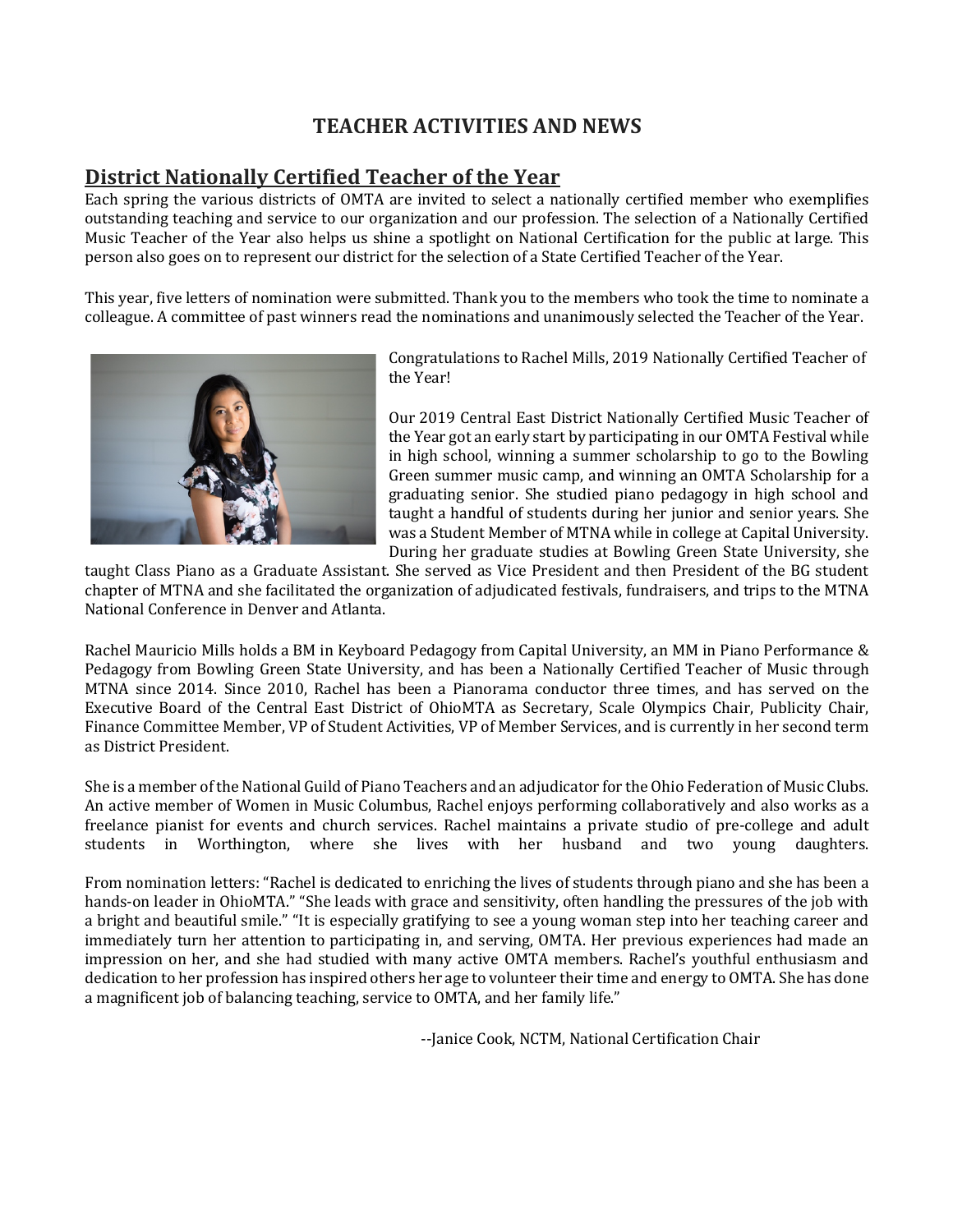# TEACHER ACTIVITIES AND NEWS

## District Nationally Certified Teacher of the Year

Each spring the various districts of OMTA are invited to select a nationally certified member who exemplifies outstanding teaching and service to our organization and our profession. The selection of a Nationally Certified Music Teacher of the Year also helps us shine a spotlight on National Certification for the public at large. This person also goes on to represent our district for the selection of a State Certified Teacher of the Year.

This year, five letters of nomination were submitted. Thank you to the members who took the time to nominate a colleague. A committee of past winners read the nominations and unanimously selected the Teacher of the Year.

Congratulations to Rachel Mills, 2019 Nationally Certified Teacher of the Year!

Our 2019 Central East District Nationally Certified Music Teacher of the Year got an early start by participating in our OMTA Festival while in high school, winning a summer scholarship to go to the Bowling Green summer music camp, and winning an OMTA Scholarship for a graduating senior. She studied piano pedagogy in high school and taught a handful of students during her junior and senior years. She was a Student Member of MTNA while in college at Capital University. During her graduate studies at Bowling Green State University, she taught Class Piano as a Graduate Assistant. She served as Vice President and then President of the BG student chapter of MTNA and she facilitated the organization of adjudicated festivals, fundraisers, and trips to the MTNA National Conference in Denver and Atlanta.

Rachel Mauricio Mills holds a BM in Keyboard Pedagogy from Capital University, an MM in Piano Performance & Pedagogy from Bowling Green State University, and has been a Nationally Certified Teacher of Music through MTNA since 2014. Since 2010, Rachel has been a Pianorama conductor three times, and has served on the Executive Board of the Central East District of OhioMTA as Secretary, Scale Olympics Chair, Publicity Chair, Finance Committee Member, VP of Student Activities, VP of Member Services, and is currently in her second term as District President.

She is a member of the National Guild of Piano Teachers and an adjudicator for the Ohio Federation of Music Clubs. An active member of Women in Music Columbus, Rachel enjoys performing collaboratively and also works as a freelance pianist for events and church services. Rachel maintains a private studio of pre-college and adult students in Worthington, where she lives with her husband and two young daughters.

From nomination letters: "Rachel is dedicated to enriching the lives of students through piano and she has been a hands-on leader in OhioMTA." "She leads with grace and sensitivity, often handling the pressures of the job with a bright and beautiful smile." "It is especially gratifying to see a young woman step into her teaching career and immediately turn her attention to participating in, and serving, OMTA. Her previous experiences had made an impression on her, and she had studied with many active OMTA members. Rachel's youthful enthusiasm and dedication to her profession has inspired others her age to volunteer their time and energy to OMTA. She has done a magnificent job of balancing teaching, service to OMTA, and her family life."

--Janice Cook, NCTM, National Certification Chair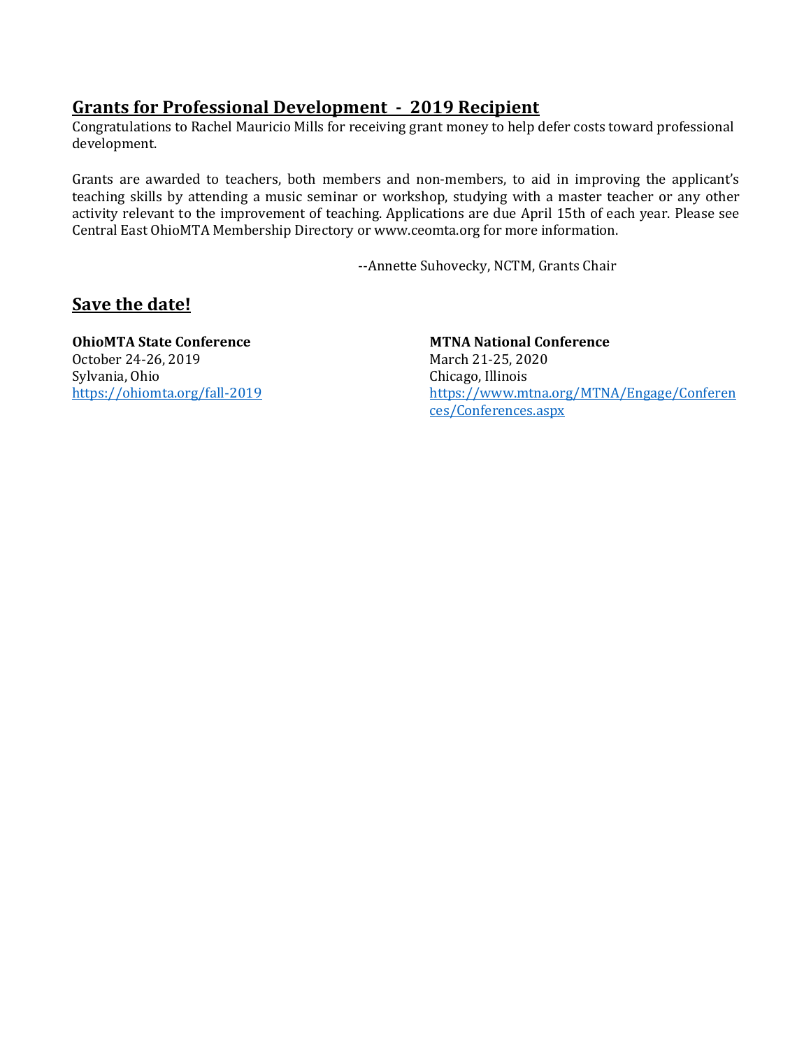## Grants for Professional Development - 2019 Recipient

Congratulations to Rachel Mauricio Mills for receiving grant money to help defer costs toward professional development.

Grants are awarded to teachers, both members and non-members, to aid in improving the applicant's teaching skills by attending a music seminar or workshop, studying with a master teacher or any other activity relevant to the improvement of teaching. Applications are due April 15th of each year. Please see Central East OhioMTA Membership Directory or www.ceomta.org for more information.

--Annette Suhovecky, NCTM, Grants Chair

## Save the date!

**OhioMTA State Conference**
October 24-26, 2019
Sylvania, Ohio
https://ohiomta.org/fall-2019

**MTNA National Conference**
March 21-25, 2020
Chicago, Illinois
https://www.mtna.org/MTNA/Engage/Conferences/Conferences.aspx